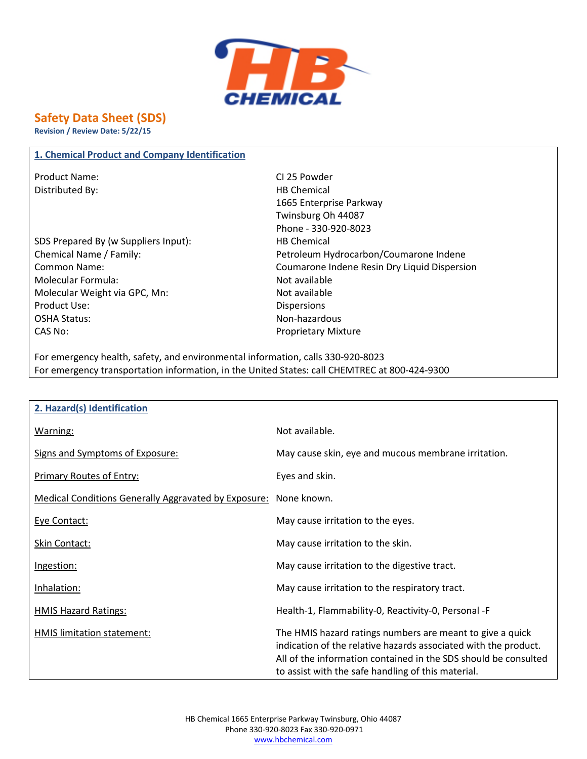# Safety Data Sheet (SDS)

**Revision / Review Date: 5/22/15**

## 1. Chemical Product and Company Identification

| | |
|---|---|
| Product Name: | CI 25 Powder |
| Distributed By: | HB Chemical<br>1665 Enterprise Parkway<br>Twinsburg Oh 44087<br>Phone - 330-920-8023 |
| SDS Prepared By (w Suppliers Input): | HB Chemical |
| Chemical Name / Family: | Petroleum Hydrocarbon/Coumarone Indene |
| Common Name: | Coumarone Indene Resin Dry Liquid Dispersion |
| Molecular Formula: | Not available |
| Molecular Weight via GPC, Mn: | Not available |
| Product Use: | Dispersions |
| OSHA Status: | Non-hazardous |
| CAS No: | Proprietary Mixture |

For emergency health, safety, and environmental information, calls 330-920-8023
For emergency transportation information, in the United States: call CHEMTREC at 800-424-9300

## 2. Hazard(s) Identification

| | |
|---|---|
| Warning: | Not available. |
| Signs and Symptoms of Exposure: | May cause skin, eye and mucous membrane irritation. |
| Primary Routes of Entry: | Eyes and skin. |
| Medical Conditions Generally Aggravated by Exposure: | None known. |
| Eye Contact: | May cause irritation to the eyes. |
| Skin Contact: | May cause irritation to the skin. |
| Ingestion: | May cause irritation to the digestive tract. |
| Inhalation: | May cause irritation to the respiratory tract. |
| HMIS Hazard Ratings: | Health-1, Flammability-0, Reactivity-0, Personal -F |
| HMIS limitation statement: | The HMIS hazard ratings numbers are meant to give a quick indication of the relative hazards associated with the product. All of the information contained in the SDS should be consulted to assist with the safe handling of this material. |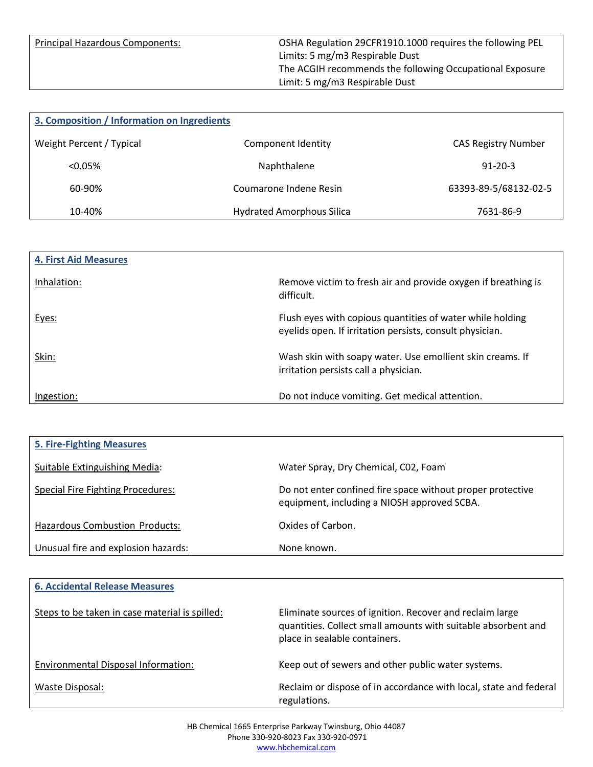| Principal Hazardous Components: | OSHA Regulation 29CFR1910.1000 requires the following PEL Limits: 5 mg/m3 Respirable Dust<br>The ACGIH recommends the following Occupational Exposure Limit: 5 mg/m3 Respirable Dust |
|---|---|

## 3. Composition / Information on Ingredients

| Weight Percent / Typical | Component Identity | CAS Registry Number |
|---|---|---|
| <0.05% | Naphthalene | 91-20-3 |
| 60-90% | Coumarone Indene Resin | 63393-89-5/68132-02-5 |
| 10-40% | Hydrated Amorphous Silica | 7631-86-9 |

## 4. First Aid Measures

| | |
|---|---|
| Inhalation: | Remove victim to fresh air and provide oxygen if breathing is difficult. |
| Eyes: | Flush eyes with copious quantities of water while holding eyelids open. If irritation persists, consult physician. |
| Skin: | Wash skin with soapy water. Use emollient skin creams. If irritation persists call a physician. |
| Ingestion: | Do not induce vomiting. Get medical attention. |

## 5. Fire-Fighting Measures

| | |
|---|---|
| Suitable Extinguishing Media: | Water Spray, Dry Chemical, C02, Foam |
| Special Fire Fighting Procedures: | Do not enter confined fire space without proper protective equipment, including a NIOSH approved SCBA. |
| Hazardous Combustion Products: | Oxides of Carbon. |
| Unusual fire and explosion hazards: | None known. |

## 6. Accidental Release Measures

| | |
|---|---|
| Steps to be taken in case material is spilled: | Eliminate sources of ignition. Recover and reclaim large quantities. Collect small amounts with suitable absorbent and place in sealable containers. |
| Environmental Disposal Information: | Keep out of sewers and other public water systems. |
| Waste Disposal: | Reclaim or dispose of in accordance with local, state and federal regulations. |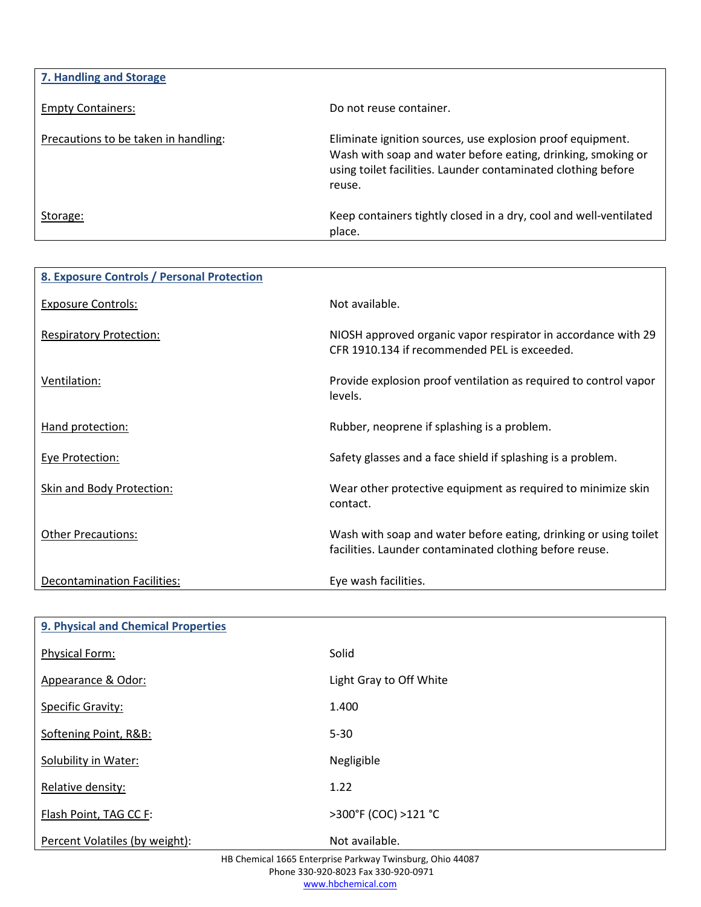## 7. Handling and Storage

| | |
|---|---|
| Empty Containers: | Do not reuse container. |
| Precautions to be taken in handling: | Eliminate ignition sources, use explosion proof equipment. Wash with soap and water before eating, drinking, smoking or using toilet facilities. Launder contaminated clothing before reuse. |
| Storage: | Keep containers tightly closed in a dry, cool and well-ventilated place. |

## 8. Exposure Controls / Personal Protection

| | |
|---|---|
| Exposure Controls: | Not available. |
| Respiratory Protection: | NIOSH approved organic vapor respirator in accordance with 29 CFR 1910.134 if recommended PEL is exceeded. |
| Ventilation: | Provide explosion proof ventilation as required to control vapor levels. |
| Hand protection: | Rubber, neoprene if splashing is a problem. |
| Eye Protection: | Safety glasses and a face shield if splashing is a problem. |
| Skin and Body Protection: | Wear other protective equipment as required to minimize skin contact. |
| Other Precautions: | Wash with soap and water before eating, drinking or using toilet facilities. Launder contaminated clothing before reuse. |
| Decontamination Facilities: | Eye wash facilities. |

## 9. Physical and Chemical Properties

| | |
|---|---|
| Physical Form: | Solid |
| Appearance & Odor: | Light Gray to Off White |
| Specific Gravity: | 1.400 |
| Softening Point, R&B: | 5-30 |
| Solubility in Water: | Negligible |
| Relative density: | 1.22 |
| Flash Point, TAG CC F: | >300°F (COC) >121 °C |
| Percent Volatiles (by weight): | Not available. |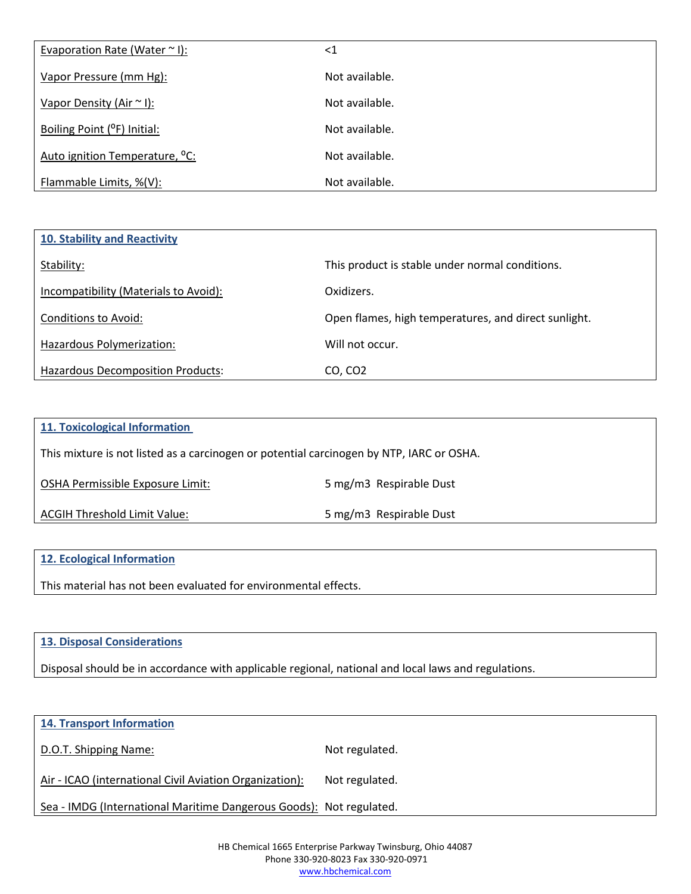| | |
|---|---|
| Evaporation Rate (Water ~ l): | <1 |
| Vapor Pressure (mm Hg): | Not available. |
| Vapor Density (Air ~ l): | Not available. |
| Boiling Point (°F) Initial: | Not available. |
| Auto ignition Temperature, °C: | Not available. |
| Flammable Limits, %(V): | Not available. |

## 10. Stability and Reactivity

| | |
|---|---|
| Stability: | This product is stable under normal conditions. |
| Incompatibility (Materials to Avoid): | Oxidizers. |
| Conditions to Avoid: | Open flames, high temperatures, and direct sunlight. |
| Hazardous Polymerization: | Will not occur. |
| Hazardous Decomposition Products: | CO, $CO_2$ |

## 11. Toxicological Information

This mixture is not listed as a carcinogen or potential carcinogen by NTP, IARC or OSHA.

| | |
|---|---|
| OSHA Permissible Exposure Limit: | 5 mg/m3 Respirable Dust |
| ACGIH Threshold Limit Value: | 5 mg/m3 Respirable Dust |

## 12. Ecological Information

This material has not been evaluated for environmental effects.

## 13. Disposal Considerations

Disposal should be in accordance with applicable regional, national and local laws and regulations.

## 14. Transport Information

| | |
|---|---|
| D.O.T. Shipping Name: | Not regulated. |
| Air - ICAO (international Civil Aviation Organization): | Not regulated. |
| Sea - IMDG (International Maritime Dangerous Goods): | Not regulated. |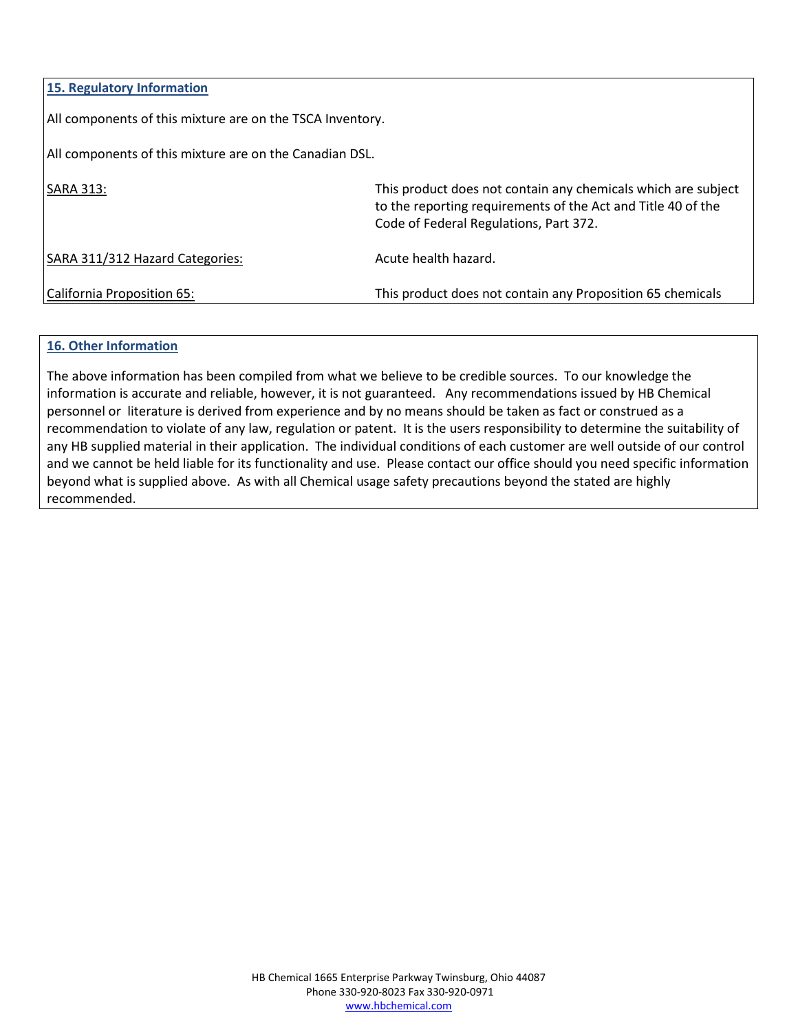## 15. Regulatory Information

All components of this mixture are on the TSCA Inventory.

All components of this mixture are on the Canadian DSL.

| | |
|---|---|
| SARA 313: | This product does not contain any chemicals which are subject to the reporting requirements of the Act and Title 40 of the Code of Federal Regulations, Part 372. |
| SARA 311/312 Hazard Categories: | Acute health hazard. |
| California Proposition 65: | This product does not contain any Proposition 65 chemicals |

## 16. Other Information

The above information has been compiled from what we believe to be credible sources. To our knowledge the information is accurate and reliable, however, it is not guaranteed. Any recommendations issued by HB Chemical personnel or literature is derived from experience and by no means should be taken as fact or construed as a recommendation to violate of any law, regulation or patent. It is the users responsibility to determine the suitability of any HB supplied material in their application. The individual conditions of each customer are well outside of our control and we cannot be held liable for its functionality and use. Please contact our office should you need specific information beyond what is supplied above. As with all Chemical usage safety precautions beyond the stated are highly recommended.